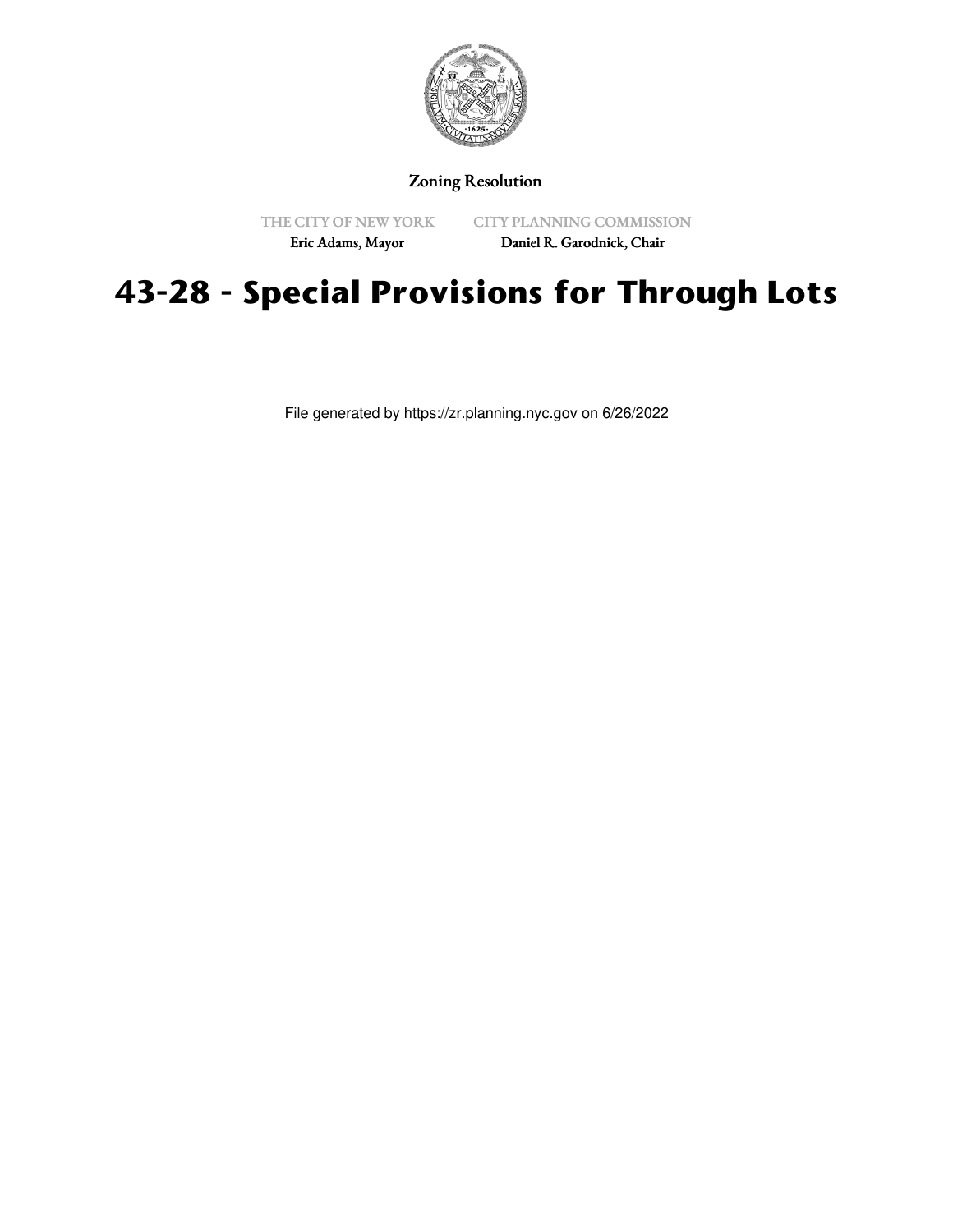Zoning Resolution

THE CITY OF NEW YORK
Eric Adams, Mayor

CITY PLANNING COMMISSION
Daniel R. Garodnick, Chair

# 43-28 - Special Provisions for Through Lots

File generated by https://zr.planning.nyc.gov on 6/26/2022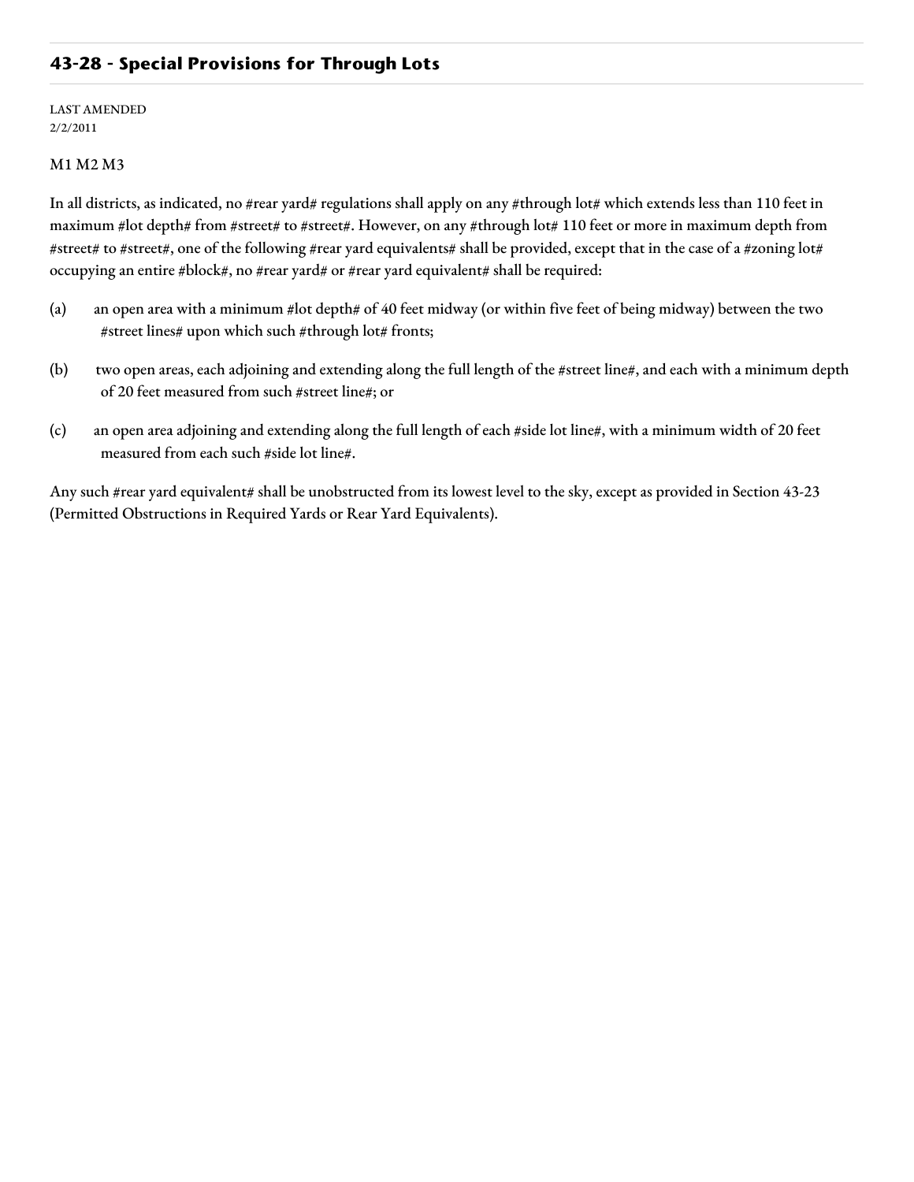## 43-28 - Special Provisions for Through Lots

LAST AMENDED
2/2/2011

M1 M2 M3

In all districts, as indicated, no #rear yard# regulations shall apply on any #through lot# which extends less than 110 feet in maximum #lot depth# from #street# to #street#. However, on any #through lot# 110 feet or more in maximum depth from #street# to #street#, one of the following #rear yard equivalents# shall be provided, except that in the case of a #zoning lot# occupying an entire #block#, no #rear yard# or #rear yard equivalent# shall be required:

(a) an open area with a minimum #lot depth# of 40 feet midway (or within five feet of being midway) between the two #street lines# upon which such #through lot# fronts;

(b) two open areas, each adjoining and extending along the full length of the #street line#, and each with a minimum depth of 20 feet measured from such #street line#; or

(c) an open area adjoining and extending along the full length of each #side lot line#, with a minimum width of 20 feet measured from each such #side lot line#.

Any such #rear yard equivalent# shall be unobstructed from its lowest level to the sky, except as provided in Section 43-23 (Permitted Obstructions in Required Yards or Rear Yard Equivalents).